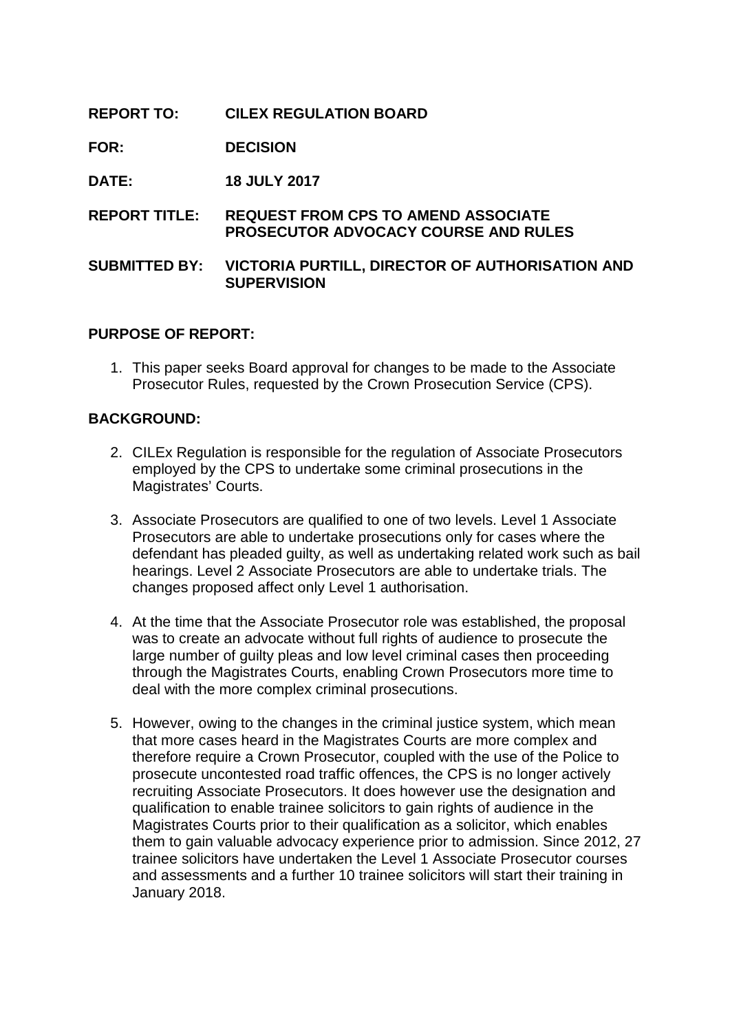**REPORT TO:** **CILEX REGULATION BOARD**

**FOR:** **DECISION**

**DATE:** **18 JULY 2017**

**REPORT TITLE:** **REQUEST FROM CPS TO AMEND ASSOCIATE PROSECUTOR ADVOCACY COURSE AND RULES**

**SUBMITTED BY:** **VICTORIA PURTILL, DIRECTOR OF AUTHORISATION AND SUPERVISION**

## PURPOSE OF REPORT:

1. This paper seeks Board approval for changes to be made to the Associate Prosecutor Rules, requested by the Crown Prosecution Service (CPS).

## BACKGROUND:

2. CILEx Regulation is responsible for the regulation of Associate Prosecutors employed by the CPS to undertake some criminal prosecutions in the Magistrates' Courts.

3. Associate Prosecutors are qualified to one of two levels. Level 1 Associate Prosecutors are able to undertake prosecutions only for cases where the defendant has pleaded guilty, as well as undertaking related work such as bail hearings. Level 2 Associate Prosecutors are able to undertake trials. The changes proposed affect only Level 1 authorisation.

4. At the time that the Associate Prosecutor role was established, the proposal was to create an advocate without full rights of audience to prosecute the large number of guilty pleas and low level criminal cases then proceeding through the Magistrates Courts, enabling Crown Prosecutors more time to deal with the more complex criminal prosecutions.

5. However, owing to the changes in the criminal justice system, which mean that more cases heard in the Magistrates Courts are more complex and therefore require a Crown Prosecutor, coupled with the use of the Police to prosecute uncontested road traffic offences, the CPS is no longer actively recruiting Associate Prosecutors. It does however use the designation and qualification to enable trainee solicitors to gain rights of audience in the Magistrates Courts prior to their qualification as a solicitor, which enables them to gain valuable advocacy experience prior to admission. Since 2012, 27 trainee solicitors have undertaken the Level 1 Associate Prosecutor courses and assessments and a further 10 trainee solicitors will start their training in January 2018.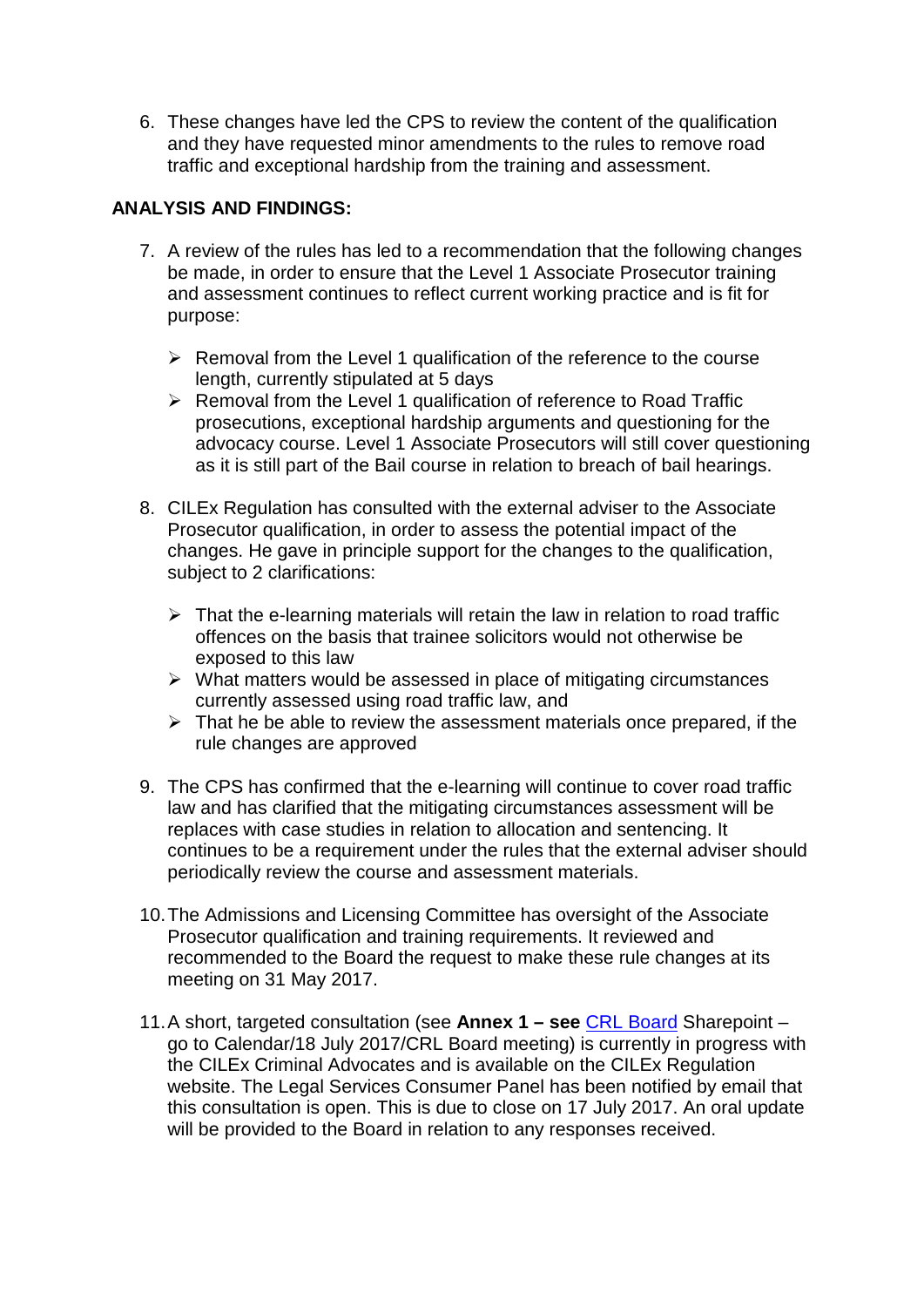6. These changes have led the CPS to review the content of the qualification and they have requested minor amendments to the rules to remove road traffic and exceptional hardship from the training and assessment.

**ANALYSIS AND FINDINGS:**

7. A review of the rules has led to a recommendation that the following changes be made, in order to ensure that the Level 1 Associate Prosecutor training and assessment continues to reflect current working practice and is fit for purpose:

   - Removal from the Level 1 qualification of the reference to the course length, currently stipulated at 5 days
   - Removal from the Level 1 qualification of reference to Road Traffic prosecutions, exceptional hardship arguments and questioning for the advocacy course. Level 1 Associate Prosecutors will still cover questioning as it is still part of the Bail course in relation to breach of bail hearings.

8. CILEx Regulation has consulted with the external adviser to the Associate Prosecutor qualification, in order to assess the potential impact of the changes. He gave in principle support for the changes to the qualification, subject to 2 clarifications:

   - That the e-learning materials will retain the law in relation to road traffic offences on the basis that trainee solicitors would not otherwise be exposed to this law
   - What matters would be assessed in place of mitigating circumstances currently assessed using road traffic law, and
   - That he be able to review the assessment materials once prepared, if the rule changes are approved

9. The CPS has confirmed that the e-learning will continue to cover road traffic law and has clarified that the mitigating circumstances assessment will be replaces with case studies in relation to allocation and sentencing. It continues to be a requirement under the rules that the external adviser should periodically review the course and assessment materials.

10. The Admissions and Licensing Committee has oversight of the Associate Prosecutor qualification and training requirements. It reviewed and recommended to the Board the request to make these rule changes at its meeting on 31 May 2017.

11. A short, targeted consultation (see **Annex 1 – see** CRL Board Sharepoint – go to Calendar/18 July 2017/CRL Board meeting) is currently in progress with the CILEx Criminal Advocates and is available on the CILEx Regulation website. The Legal Services Consumer Panel has been notified by email that this consultation is open. This is due to close on 17 July 2017. An oral update will be provided to the Board in relation to any responses received.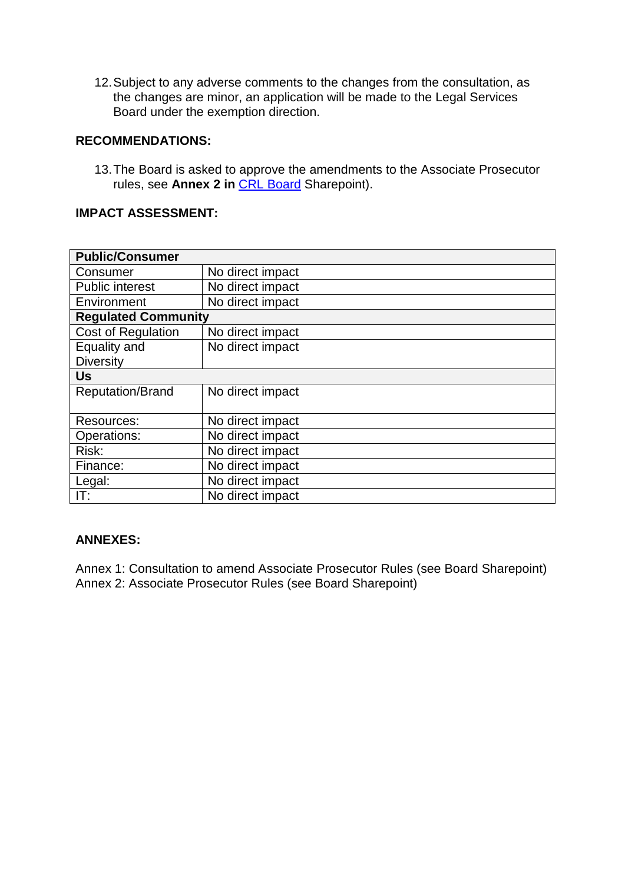12. Subject to any adverse comments to the changes from the consultation, as the changes are minor, an application will be made to the Legal Services Board under the exemption direction.

**RECOMMENDATIONS:**

13. The Board is asked to approve the amendments to the Associate Prosecutor rules, see **Annex 2 in** CRL Board Sharepoint).

**IMPACT ASSESSMENT:**

| | |
|---|---|
| **Public/Consumer** | |
| Consumer | No direct impact |
| Public interest | No direct impact |
| Environment | No direct impact |
| **Regulated Community** | |
| Cost of Regulation | No direct impact |
| Equality and Diversity | No direct impact |
| **Us** | |
| Reputation/Brand | No direct impact |
| Resources: | No direct impact |
| Operations: | No direct impact |
| Risk: | No direct impact |
| Finance: | No direct impact |
| Legal: | No direct impact |
| IT: | No direct impact |

**ANNEXES:**

Annex 1: Consultation to amend Associate Prosecutor Rules (see Board Sharepoint)
Annex 2: Associate Prosecutor Rules (see Board Sharepoint)